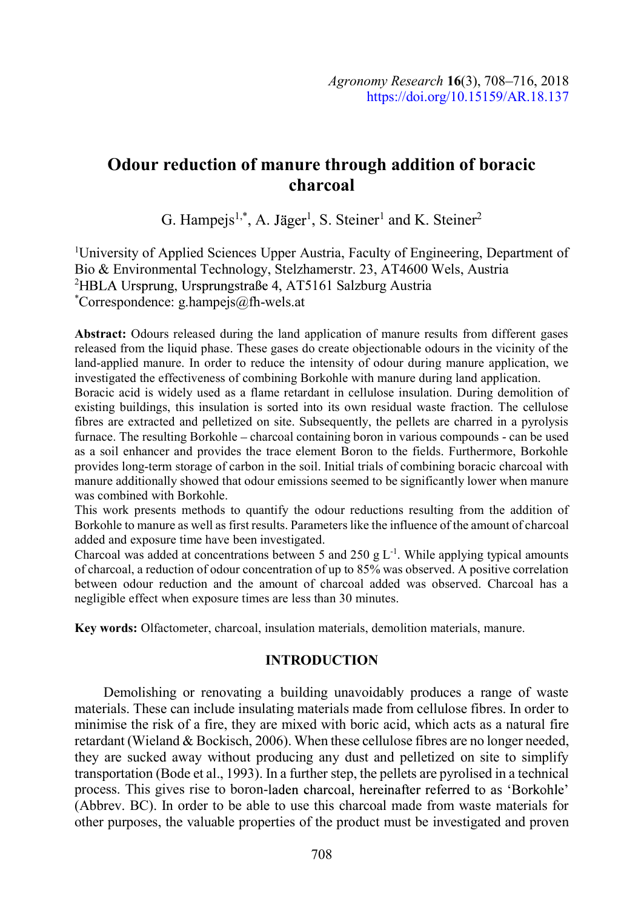# Odour reduction of manure through addition of boracic charcoal

G. Hampejs[1,*], A. Jäger[1], S. Steiner[1] and K. Steiner[2]

[1]University of Applied Sciences Upper Austria, Faculty of Engineering, Department of Bio & Environmental Technology, Stelzhamerstr. 23, AT4600 Wels, Austria
[2]HBLA Ursprung, Ursprungstraße 4, AT5161 Salzburg Austria
[*]Correspondence: g.hampejs@fh-wels.at

**Abstract:** Odours released during the land application of manure results from different gases released from the liquid phase. These gases do create objectionable odours in the vicinity of the land-applied manure. In order to reduce the intensity of odour during manure application, we investigated the effectiveness of combining Borkohle with manure during land application.
Boracic acid is widely used as a flame retardant in cellulose insulation. During demolition of existing buildings, this insulation is sorted into its own residual waste fraction. The cellulose fibres are extracted and pelletized on site. Subsequently, the pellets are charred in a pyrolysis furnace. The resulting Borkohle – charcoal containing boron in various compounds - can be used as a soil enhancer and provides the trace element Boron to the fields. Furthermore, Borkohle provides long-term storage of carbon in the soil. Initial trials of combining boracic charcoal with manure additionally showed that odour emissions seemed to be significantly lower when manure was combined with Borkohle.
This work presents methods to quantify the odour reductions resulting from the addition of Borkohle to manure as well as first results. Parameters like the influence of the amount of charcoal added and exposure time have been investigated.
Charcoal was added at concentrations between 5 and 250 g $L^{-1}$. While applying typical amounts of charcoal, a reduction of odour concentration of up to 85% was observed. A positive correlation between odour reduction and the amount of charcoal added was observed. Charcoal has a negligible effect when exposure times are less than 30 minutes.

**Key words:** Olfactometer, charcoal, insulation materials, demolition materials, manure.

## INTRODUCTION

Demolishing or renovating a building unavoidably produces a range of waste materials. These can include insulating materials made from cellulose fibres. In order to minimise the risk of a fire, they are mixed with boric acid, which acts as a natural fire retardant (Wieland & Bockisch, 2006). When these cellulose fibres are no longer needed, they are sucked away without producing any dust and pelletized on site to simplify transportation (Bode et al., 1993). In a further step, the pellets are pyrolised in a technical process. This gives rise to boron-laden charcoal, hereinafter referred to as 'Borkohle' (Abbrev. BC). In order to be able to use this charcoal made from waste materials for other purposes, the valuable properties of the product must be investigated and proven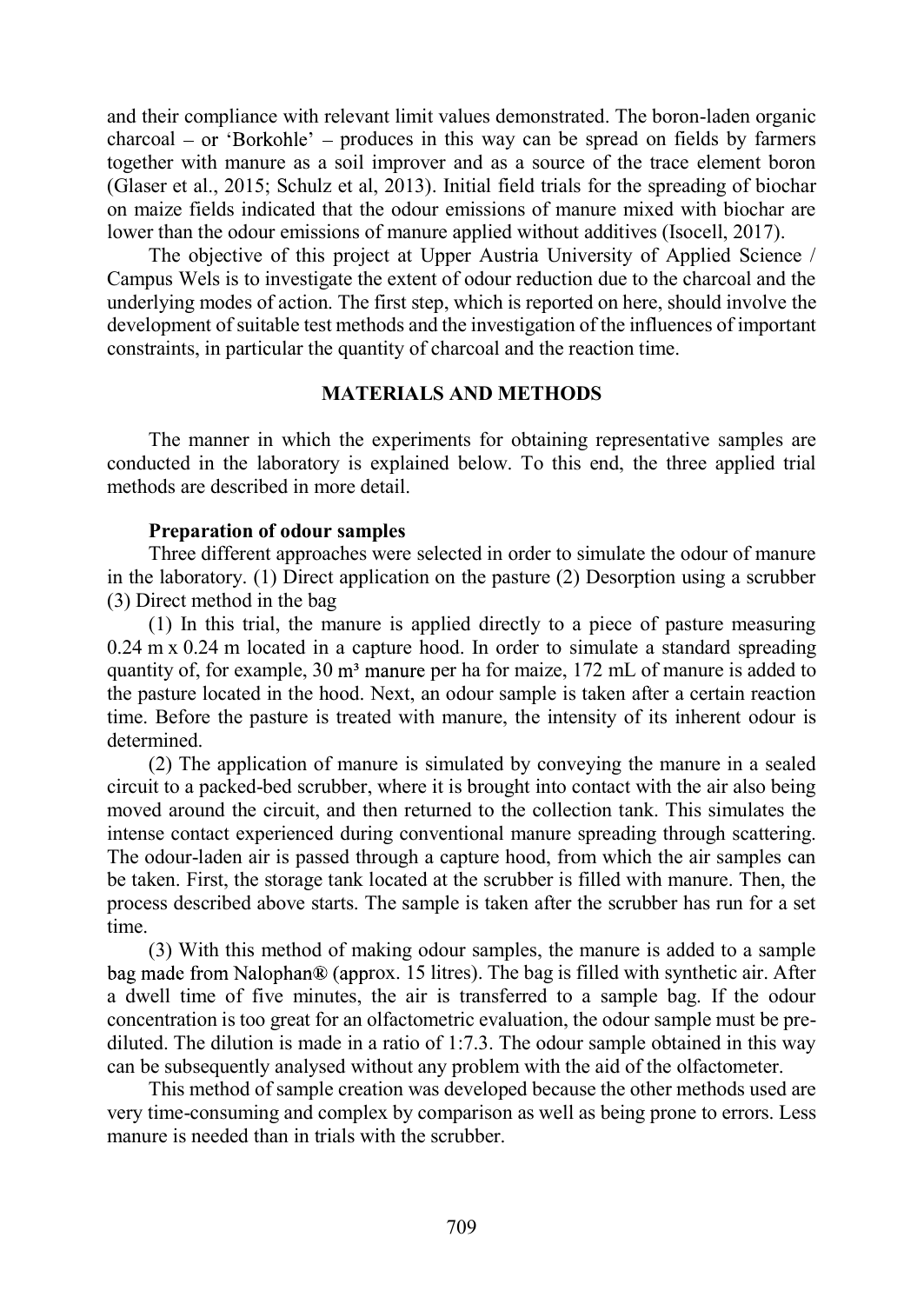and their compliance with relevant limit values demonstrated. The boron-laden organic charcoal – or 'Borkohle' – produces in this way can be spread on fields by farmers together with manure as a soil improver and as a source of the trace element boron (Glaser et al., 2015; Schulz et al, 2013). Initial field trials for the spreading of biochar on maize fields indicated that the odour emissions of manure mixed with biochar are lower than the odour emissions of manure applied without additives (Isocell, 2017).

The objective of this project at Upper Austria University of Applied Science / Campus Wels is to investigate the extent of odour reduction due to the charcoal and the underlying modes of action. The first step, which is reported on here, should involve the development of suitable test methods and the investigation of the influences of important constraints, in particular the quantity of charcoal and the reaction time.

## MATERIALS AND METHODS

The manner in which the experiments for obtaining representative samples are conducted in the laboratory is explained below. To this end, the three applied trial methods are described in more detail.

### Preparation of odour samples

Three different approaches were selected in order to simulate the odour of manure in the laboratory. (1) Direct application on the pasture (2) Desorption using a scrubber (3) Direct method in the bag

(1) In this trial, the manure is applied directly to a piece of pasture measuring 0.24 m x 0.24 m located in a capture hood. In order to simulate a standard spreading quantity of, for example, 30 m³ manure per ha for maize, 172 mL of manure is added to the pasture located in the hood. Next, an odour sample is taken after a certain reaction time. Before the pasture is treated with manure, the intensity of its inherent odour is determined.

(2) The application of manure is simulated by conveying the manure in a sealed circuit to a packed-bed scrubber, where it is brought into contact with the air also being moved around the circuit, and then returned to the collection tank. This simulates the intense contact experienced during conventional manure spreading through scattering. The odour-laden air is passed through a capture hood, from which the air samples can be taken. First, the storage tank located at the scrubber is filled with manure. Then, the process described above starts. The sample is taken after the scrubber has run for a set time.

(3) With this method of making odour samples, the manure is added to a sample bag made from Nalophan® (approx. 15 litres). The bag is filled with synthetic air. After a dwell time of five minutes, the air is transferred to a sample bag. If the odour concentration is too great for an olfactometric evaluation, the odour sample must be pre-diluted. The dilution is made in a ratio of 1:7.3. The odour sample obtained in this way can be subsequently analysed without any problem with the aid of the olfactometer.

This method of sample creation was developed because the other methods used are very time-consuming and complex by comparison as well as being prone to errors. Less manure is needed than in trials with the scrubber.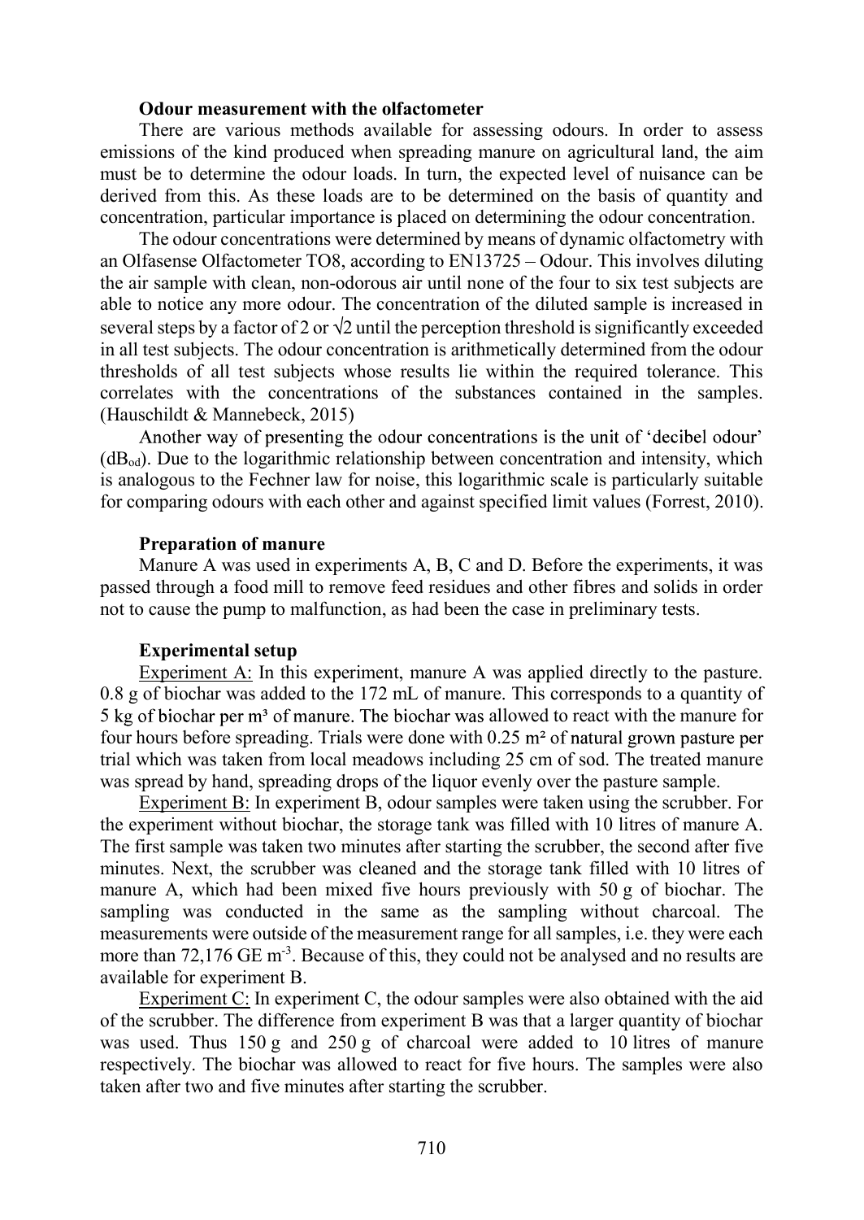**Odour measurement with the olfactometer**

There are various methods available for assessing odours. In order to assess emissions of the kind produced when spreading manure on agricultural land, the aim must be to determine the odour loads. In turn, the expected level of nuisance can be derived from this. As these loads are to be determined on the basis of quantity and concentration, particular importance is placed on determining the odour concentration.

The odour concentrations were determined by means of dynamic olfactometry with an Olfasense Olfactometer TO8, according to EN13725 – Odour. This involves diluting the air sample with clean, non-odorous air until none of the four to six test subjects are able to notice any more odour. The concentration of the diluted sample is increased in several steps by a factor of 2 or $\sqrt{2}$ until the perception threshold is significantly exceeded in all test subjects. The odour concentration is arithmetically determined from the odour thresholds of all test subjects whose results lie within the required tolerance. This correlates with the concentrations of the substances contained in the samples. (Hauschildt & Mannebeck, 2015)

Another way of presenting the odour concentrations is the unit of 'decibel odour' ($dB_{od}$). Due to the logarithmic relationship between concentration and intensity, which is analogous to the Fechner law for noise, this logarithmic scale is particularly suitable for comparing odours with each other and against specified limit values (Forrest, 2010).

**Preparation of manure**

Manure A was used in experiments A, B, C and D. Before the experiments, it was passed through a food mill to remove feed residues and other fibres and solids in order not to cause the pump to malfunction, as had been the case in preliminary tests.

**Experimental setup**

Experiment A: In this experiment, manure A was applied directly to the pasture. 0.8 g of biochar was added to the 172 mL of manure. This corresponds to a quantity of 5 kg of biochar per m³ of manure. The biochar was allowed to react with the manure for four hours before spreading. Trials were done with 0.25 m² of natural grown pasture per trial which was taken from local meadows including 25 cm of sod. The treated manure was spread by hand, spreading drops of the liquor evenly over the pasture sample.

Experiment B: In experiment B, odour samples were taken using the scrubber. For the experiment without biochar, the storage tank was filled with 10 litres of manure A. The first sample was taken two minutes after starting the scrubber, the second after five minutes. Next, the scrubber was cleaned and the storage tank filled with 10 litres of manure A, which had been mixed five hours previously with 50 g of biochar. The sampling was conducted in the same as the sampling without charcoal. The measurements were outside of the measurement range for all samples, i.e. they were each more than 72,176 GE $m^{-3}$. Because of this, they could not be analysed and no results are available for experiment B.

Experiment C: In experiment C, the odour samples were also obtained with the aid of the scrubber. The difference from experiment B was that a larger quantity of biochar was used. Thus 150 g and 250 g of charcoal were added to 10 litres of manure respectively. The biochar was allowed to react for five hours. The samples were also taken after two and five minutes after starting the scrubber.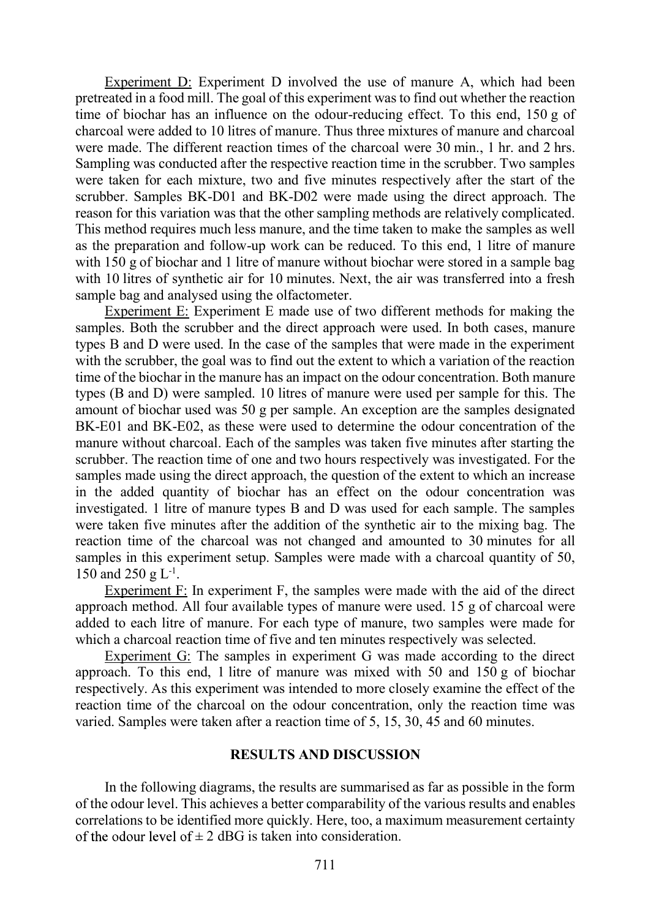Experiment D: Experiment D involved the use of manure A, which had been pretreated in a food mill. The goal of this experiment was to find out whether the reaction time of biochar has an influence on the odour-reducing effect. To this end, 150 g of charcoal were added to 10 litres of manure. Thus three mixtures of manure and charcoal were made. The different reaction times of the charcoal were 30 min., 1 hr. and 2 hrs. Sampling was conducted after the respective reaction time in the scrubber. Two samples were taken for each mixture, two and five minutes respectively after the start of the scrubber. Samples BK-D01 and BK-D02 were made using the direct approach. The reason for this variation was that the other sampling methods are relatively complicated. This method requires much less manure, and the time taken to make the samples as well as the preparation and follow-up work can be reduced. To this end, 1 litre of manure with 150 g of biochar and 1 litre of manure without biochar were stored in a sample bag with 10 litres of synthetic air for 10 minutes. Next, the air was transferred into a fresh sample bag and analysed using the olfactometer.

Experiment E: Experiment E made use of two different methods for making the samples. Both the scrubber and the direct approach were used. In both cases, manure types B and D were used. In the case of the samples that were made in the experiment with the scrubber, the goal was to find out the extent to which a variation of the reaction time of the biochar in the manure has an impact on the odour concentration. Both manure types (B and D) were sampled. 10 litres of manure were used per sample for this. The amount of biochar used was 50 g per sample. An exception are the samples designated BK-E01 and BK-E02, as these were used to determine the odour concentration of the manure without charcoal. Each of the samples was taken five minutes after starting the scrubber. The reaction time of one and two hours respectively was investigated. For the samples made using the direct approach, the question of the extent to which an increase in the added quantity of biochar has an effect on the odour concentration was investigated. 1 litre of manure types B and D was used for each sample. The samples were taken five minutes after the addition of the synthetic air to the mixing bag. The reaction time of the charcoal was not changed and amounted to 30 minutes for all samples in this experiment setup. Samples were made with a charcoal quantity of 50, 150 and 250 g $L^{-1}$.

Experiment F: In experiment F, the samples were made with the aid of the direct approach method. All four available types of manure were used. 15 g of charcoal were added to each litre of manure. For each type of manure, two samples were made for which a charcoal reaction time of five and ten minutes respectively was selected.

Experiment G: The samples in experiment G was made according to the direct approach. To this end, 1 litre of manure was mixed with 50 and 150 g of biochar respectively. As this experiment was intended to more closely examine the effect of the reaction time of the charcoal on the odour concentration, only the reaction time was varied. Samples were taken after a reaction time of 5, 15, 30, 45 and 60 minutes.

## RESULTS AND DISCUSSION

In the following diagrams, the results are summarised as far as possible in the form of the odour level. This achieves a better comparability of the various results and enables correlations to be identified more quickly. Here, too, a maximum measurement certainty of the odour level of ± 2 dBG is taken into consideration.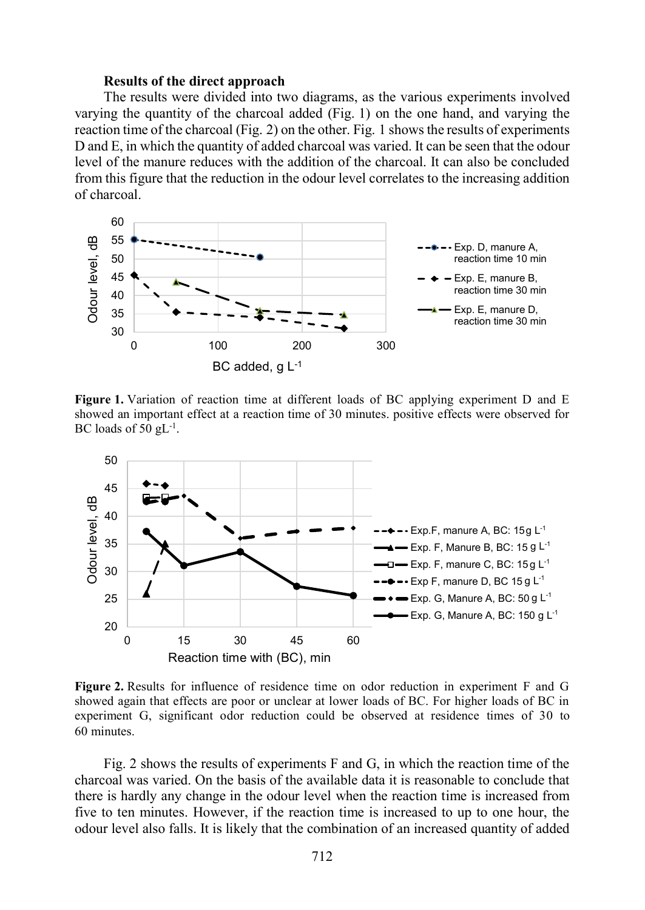**Results of the direct approach**

The results were divided into two diagrams, as the various experiments involved varying the quantity of the charcoal added (Fig. 1) on the one hand, and varying the reaction time of the charcoal (Fig. 2) on the other. Fig. 1 shows the results of experiments D and E, in which the quantity of added charcoal was varied. It can be seen that the odour level of the manure reduces with the addition of the charcoal. It can also be concluded from this figure that the reduction in the odour level correlates to the increasing addition of charcoal.

**Figure 1.** Variation of reaction time at different loads of BC applying experiment D and E showed an important effect at a reaction time of 30 minutes. positive effects were observed for BC loads of 50 $gL^{-1}$.

**Figure 2.** Results for influence of residence time on odor reduction in experiment F and G showed again that effects are poor or unclear at lower loads of BC. For higher loads of BC in experiment G, significant odor reduction could be observed at residence times of 30 to 60 minutes.

Fig. 2 shows the results of experiments F and G, in which the reaction time of the charcoal was varied. On the basis of the available data it is reasonable to conclude that there is hardly any change in the odour level when the reaction time is increased from five to ten minutes. However, if the reaction time is increased to up to one hour, the odour level also falls. It is likely that the combination of an increased quantity of added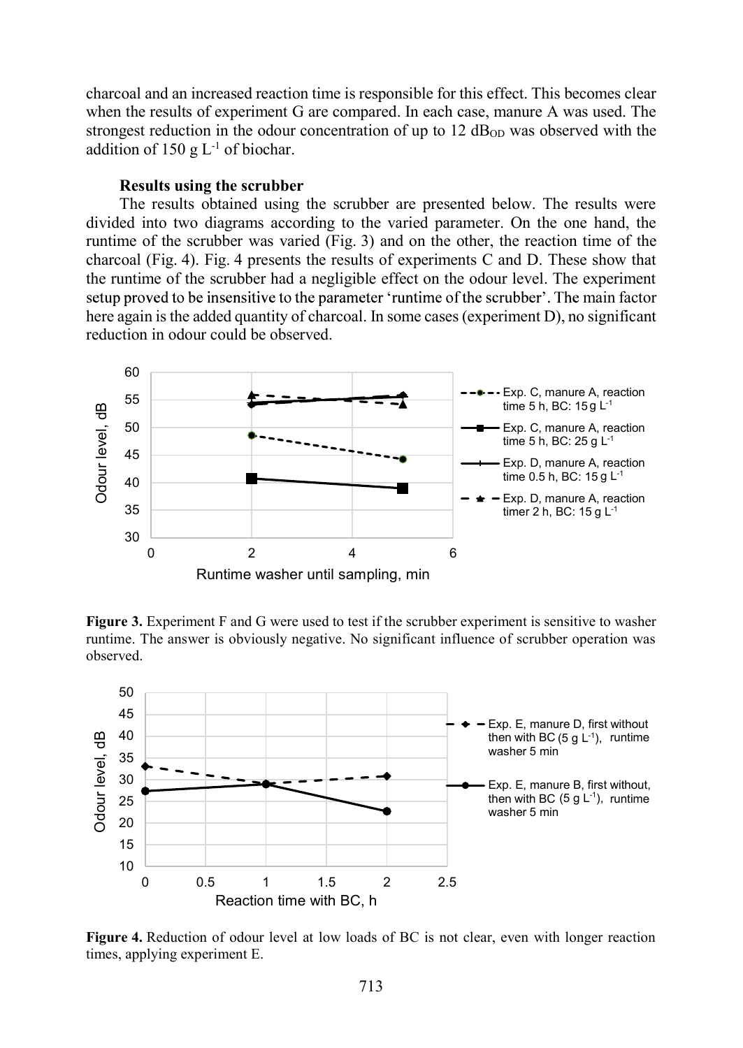charcoal and an increased reaction time is responsible for this effect. This becomes clear when the results of experiment G are compared. In each case, manure A was used. The strongest reduction in the odour concentration of up to 12 $dB_{OD}$ was observed with the addition of 150 g $L^{-1}$ of biochar.

**Results using the scrubber**

The results obtained using the scrubber are presented below. The results were divided into two diagrams according to the varied parameter. On the one hand, the runtime of the scrubber was varied (Fig. 3) and on the other, the reaction time of the charcoal (Fig. 4). Fig. 4 presents the results of experiments C and D. These show that the runtime of the scrubber had a negligible effect on the odour level. The experiment setup proved to be insensitive to the parameter 'runtime of the scrubber'. The main factor here again is the added quantity of charcoal. In some cases (experiment D), no significant reduction in odour could be observed.

**Figure 3.** Experiment F and G were used to test if the scrubber experiment is sensitive to washer runtime. The answer is obviously negative. No significant influence of scrubber operation was observed.

**Figure 4.** Reduction of odour level at low loads of BC is not clear, even with longer reaction times, applying experiment E.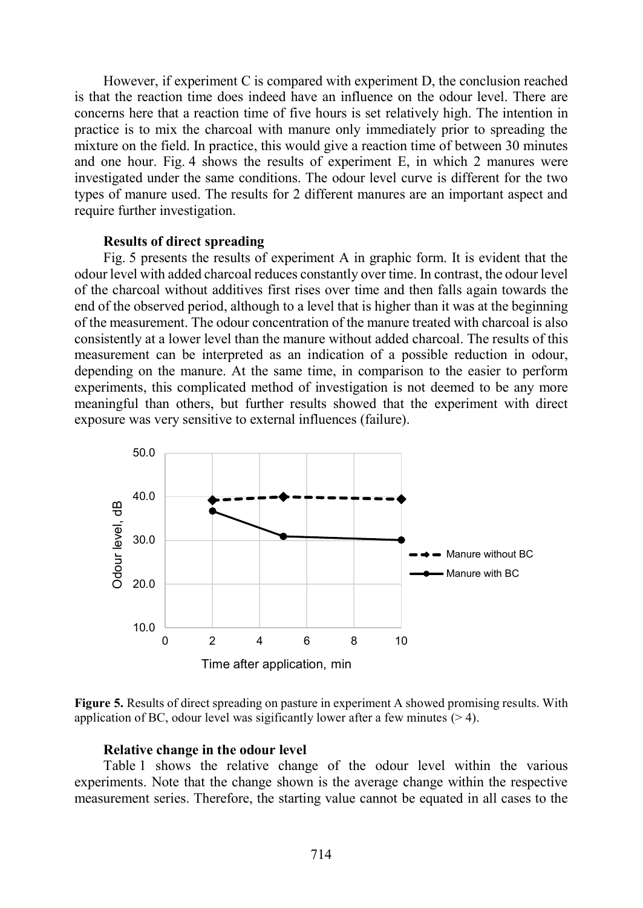However, if experiment C is compared with experiment D, the conclusion reached is that the reaction time does indeed have an influence on the odour level. There are concerns here that a reaction time of five hours is set relatively high. The intention in practice is to mix the charcoal with manure only immediately prior to spreading the mixture on the field. In practice, this would give a reaction time of between 30 minutes and one hour. Fig. 4 shows the results of experiment E, in which 2 manures were investigated under the same conditions. The odour level curve is different for the two types of manure used. The results for 2 different manures are an important aspect and require further investigation.

**Results of direct spreading**

Fig. 5 presents the results of experiment A in graphic form. It is evident that the odour level with added charcoal reduces constantly over time. In contrast, the odour level of the charcoal without additives first rises over time and then falls again towards the end of the observed period, although to a level that is higher than it was at the beginning of the measurement. The odour concentration of the manure treated with charcoal is also consistently at a lower level than the manure without added charcoal. The results of this measurement can be interpreted as an indication of a possible reduction in odour, depending on the manure. At the same time, in comparison to the easier to perform experiments, this complicated method of investigation is not deemed to be any more meaningful than others, but further results showed that the experiment with direct exposure was very sensitive to external influences (failure).

**Figure 5.** Results of direct spreading on pasture in experiment A showed promising results. With application of BC, odour level was sigificantly lower after a few minutes (> 4).

**Relative change in the odour level**

Table 1 shows the relative change of the odour level within the various experiments. Note that the change shown is the average change within the respective measurement series. Therefore, the starting value cannot be equated in all cases to the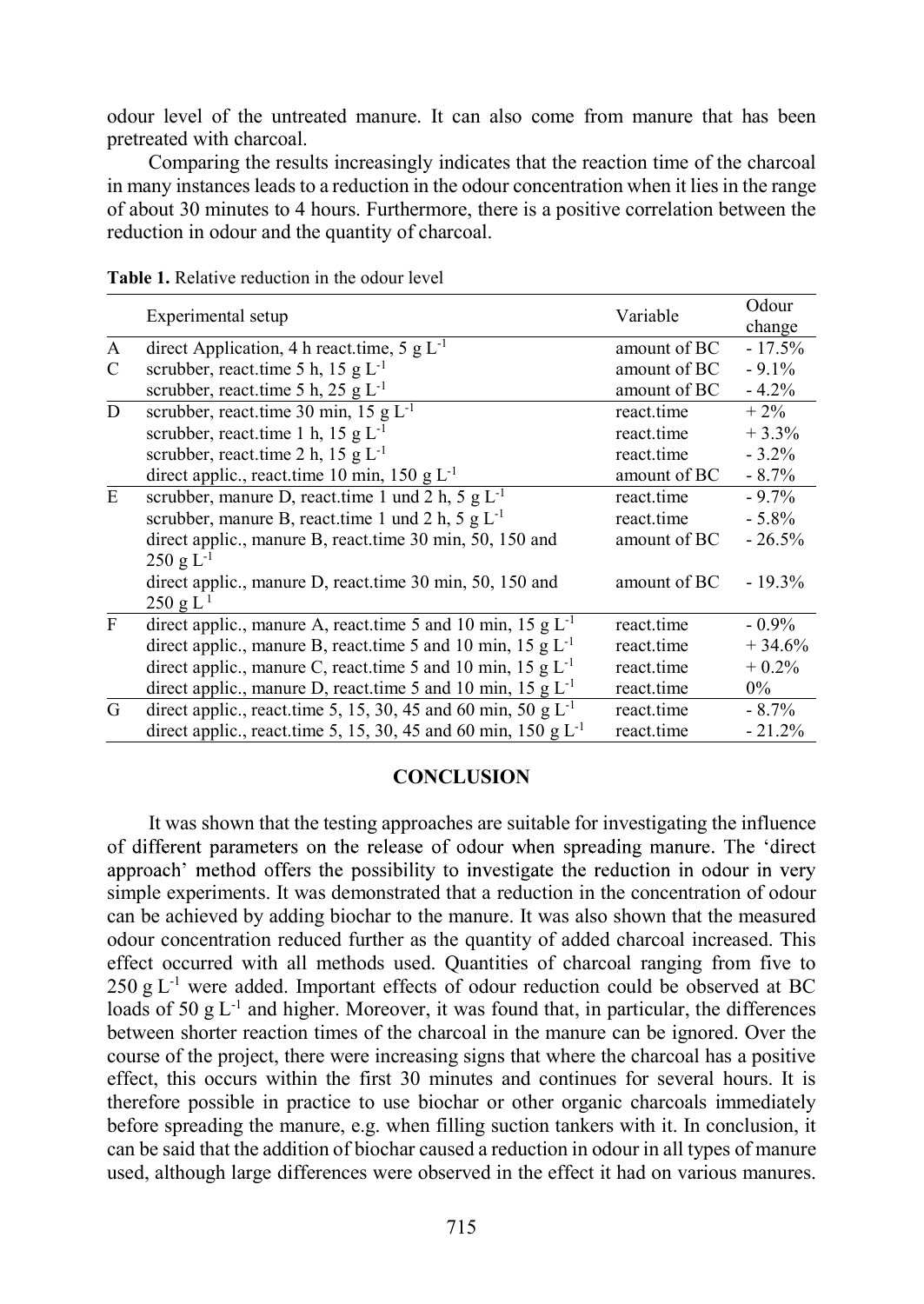odour level of the untreated manure. It can also come from manure that has been pretreated with charcoal.

Comparing the results increasingly indicates that the reaction time of the charcoal in many instances leads to a reduction in the odour concentration when it lies in the range of about 30 minutes to 4 hours. Furthermore, there is a positive correlation between the reduction in odour and the quantity of charcoal.

**Table 1.** Relative reduction in the odour level

| | Experimental setup | Variable | Odour change |
|---|---|---|---|
| A | direct Application, 4 h react.time, 5 g $L^{-1}$ | amount of BC | - 17.5% |
| C | scrubber, react.time 5 h, 15 g $L^{-1}$ | amount of BC | - 9.1% |
| | scrubber, react.time 5 h, 25 g $L^{-1}$ | amount of BC | - 4.2% |
| D | scrubber, react.time 30 min, 15 g $L^{-1}$ | react.time | + 2% |
| | scrubber, react.time 1 h, 15 g $L^{-1}$ | react.time | + 3.3% |
| | scrubber, react.time 2 h, 15 g $L^{-1}$ | react.time | - 3.2% |
| | direct applic., react.time 10 min, 150 g $L^{-1}$ | amount of BC | - 8.7% |
| E | scrubber, manure D, react.time 1 und 2 h, 5 g $L^{-1}$ | react.time | - 9.7% |
| | scrubber, manure B, react.time 1 und 2 h, 5 g $L^{-1}$ | react.time | - 5.8% |
| | direct applic., manure B, react.time 30 min, 50, 150 and 250 g $L^{-1}$ | amount of BC | - 26.5% |
| | direct applic., manure D, react.time 30 min, 50, 150 and 250 g $L^{-1}$ | amount of BC | - 19.3% |
| F | direct applic., manure A, react.time 5 and 10 min, 15 g $L^{-1}$ | react.time | - 0.9% |
| | direct applic., manure B, react.time 5 and 10 min, 15 g $L^{-1}$ | react.time | + 34.6% |
| | direct applic., manure C, react.time 5 and 10 min, 15 g $L^{-1}$ | react.time | + 0.2% |
| | direct applic., manure D, react.time 5 and 10 min, 15 g $L^{-1}$ | react.time | 0% |
| G | direct applic., react.time 5, 15, 30, 45 and 60 min, 50 g $L^{-1}$ | react.time | - 8.7% |
| | direct applic., react.time 5, 15, 30, 45 and 60 min, 150 g $L^{-1}$ | react.time | - 21.2% |

## CONCLUSION

It was shown that the testing approaches are suitable for investigating the influence of different parameters on the release of odour when spreading manure. The 'direct approach' method offers the possibility to investigate the reduction in odour in very simple experiments. It was demonstrated that a reduction in the concentration of odour can be achieved by adding biochar to the manure. It was also shown that the measured odour concentration reduced further as the quantity of added charcoal increased. This effect occurred with all methods used. Quantities of charcoal ranging from five to 250 g $L^{-1}$ were added. Important effects of odour reduction could be observed at BC loads of 50 g $L^{-1}$ and higher. Moreover, it was found that, in particular, the differences between shorter reaction times of the charcoal in the manure can be ignored. Over the course of the project, there were increasing signs that where the charcoal has a positive effect, this occurs within the first 30 minutes and continues for several hours. It is therefore possible in practice to use biochar or other organic charcoals immediately before spreading the manure, e.g. when filling suction tankers with it. In conclusion, it can be said that the addition of biochar caused a reduction in odour in all types of manure used, although large differences were observed in the effect it had on various manures.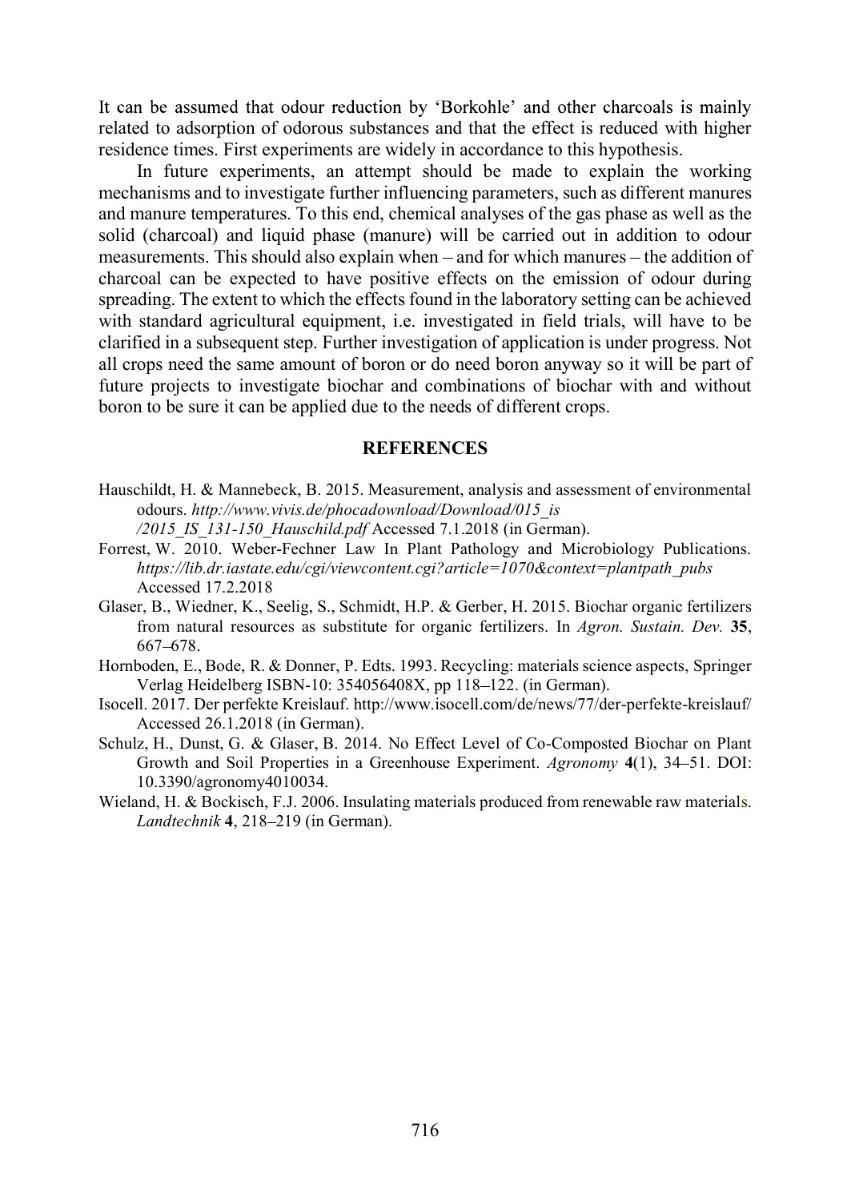It can be assumed that odour reduction by 'Borkohle' and other charcoals is mainly related to adsorption of odorous substances and that the effect is reduced with higher residence times. First experiments are widely in accordance to this hypothesis.

In future experiments, an attempt should be made to explain the working mechanisms and to investigate further influencing parameters, such as different manures and manure temperatures. To this end, chemical analyses of the gas phase as well as the solid (charcoal) and liquid phase (manure) will be carried out in addition to odour measurements. This should also explain when – and for which manures – the addition of charcoal can be expected to have positive effects on the emission of odour during spreading. The extent to which the effects found in the laboratory setting can be achieved with standard agricultural equipment, i.e. investigated in field trials, will have to be clarified in a subsequent step. Further investigation of application is under progress. Not all crops need the same amount of boron or do need boron anyway so it will be part of future projects to investigate biochar and combinations of biochar with and without boron to be sure it can be applied due to the needs of different crops.

## REFERENCES

Hauschildt, H. & Mannebeck, B. 2015. Measurement, analysis and assessment of environmental odours. *http://www.vivis.de/phocadownload/Download/015_is /2015_IS_131-150_Hauschild.pdf* Accessed 7.1.2018 (in German).

Forrest, W. 2010. Weber-Fechner Law In Plant Pathology and Microbiology Publications. *https://lib.dr.iastate.edu/cgi/viewcontent.cgi?article=1070&context=plantpath_pubs* Accessed 17.2.2018

Glaser, B., Wiedner, K., Seelig, S., Schmidt, H.P. & Gerber, H. 2015. Biochar organic fertilizers from natural resources as substitute for organic fertilizers. In *Agron. Sustain. Dev.* **35**, 667–678.

Hornboden, E., Bode, R. & Donner, P. Edts. 1993. Recycling: materials science aspects, Springer Verlag Heidelberg ISBN-10: 354056408X, pp 118–122. (in German).

Isocell. 2017. Der perfekte Kreislauf. http://www.isocell.com/de/news/77/der-perfekte-kreislauf/ Accessed 26.1.2018 (in German).

Schulz, H., Dunst, G. & Glaser, B. 2014. No Effect Level of Co-Composted Biochar on Plant Growth and Soil Properties in a Greenhouse Experiment. *Agronomy* **4**(1), 34–51. DOI: 10.3390/agronomy4010034.

Wieland, H. & Bockisch, F.J. 2006. Insulating materials produced from renewable raw materials. *Landtechnik* **4**, 218–219 (in German).